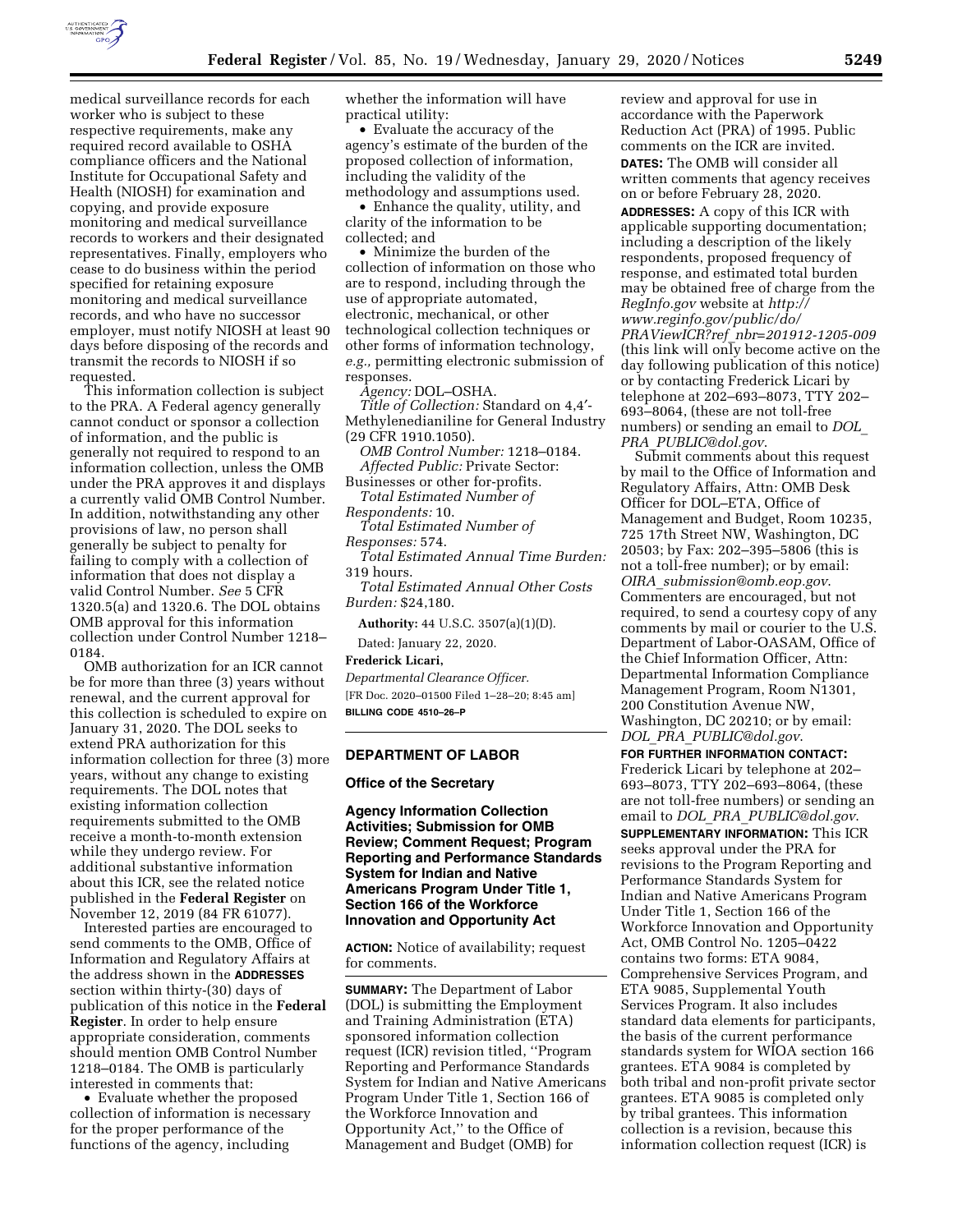medical surveillance records for each worker who is subject to these respective requirements, make any required record available to OSHA compliance officers and the National Institute for Occupational Safety and Health (NIOSH) for examination and copying, and provide exposure monitoring and medical surveillance records to workers and their designated representatives. Finally, employers who cease to do business within the period specified for retaining exposure monitoring and medical surveillance records, and who have no successor employer, must notify NIOSH at least 90 days before disposing of the records and transmit the records to NIOSH if so requested.

This information collection is subject to the PRA. A Federal agency generally cannot conduct or sponsor a collection of information, and the public is generally not required to respond to an information collection, unless the OMB under the PRA approves it and displays a currently valid OMB Control Number. In addition, notwithstanding any other provisions of law, no person shall generally be subject to penalty for failing to comply with a collection of information that does not display a valid Control Number. *See* 5 CFR 1320.5(a) and 1320.6. The DOL obtains OMB approval for this information collection under Control Number 1218–0184.

OMB authorization for an ICR cannot be for more than three (3) years without renewal, and the current approval for this collection is scheduled to expire on January 31, 2020. The DOL seeks to extend PRA authorization for this information collection for three (3) more years, without any change to existing requirements. The DOL notes that existing information collection requirements submitted to the OMB receive a month-to-month extension while they undergo review. For additional substantive information about this ICR, see the related notice published in the **Federal Register** on November 12, 2019 (84 FR 61077).

Interested parties are encouraged to send comments to the OMB, Office of Information and Regulatory Affairs at the address shown in the **ADDRESSES** section within thirty-(30) days of publication of this notice in the **Federal Register**. In order to help ensure appropriate consideration, comments should mention OMB Control Number 1218–0184. The OMB is particularly interested in comments that:

- Evaluate whether the proposed collection of information is necessary for the proper performance of the functions of the agency, including whether the information will have practical utility:
- Evaluate the accuracy of the agency's estimate of the burden of the proposed collection of information, including the validity of the methodology and assumptions used.
- Enhance the quality, utility, and clarity of the information to be collected; and
- Minimize the burden of the collection of information on those who are to respond, including through the use of appropriate automated, electronic, mechanical, or other technological collection techniques or other forms of information technology, *e.g.,* permitting electronic submission of responses.

*Agency:* DOL–OSHA.

*Title of Collection:* Standard on 4,4′-Methylenedianiline for General Industry (29 CFR 1910.1050).

*OMB Control Number:* 1218–0184.

*Affected Public:* Private Sector: Businesses or other for-profits.

*Total Estimated Number of Respondents:* 10.

*Total Estimated Number of Responses:* 574.

*Total Estimated Annual Time Burden:* 319 hours.

*Total Estimated Annual Other Costs Burden:* $24,180.

**Authority:** 44 U.S.C. 3507(a)(1)(D).

Dated: January 22, 2020.

**Frederick Licari,**

*Departmental Clearance Officer.*

[FR Doc. 2020–01500 Filed 1–28–20; 8:45 am]

**BILLING CODE 4510–26–P**

## DEPARTMENT OF LABOR

### Office of the Secretary

### Agency Information Collection Activities; Submission for OMB Review; Comment Request; Program Reporting and Performance Standards System for Indian and Native Americans Program Under Title 1, Section 166 of the Workforce Innovation and Opportunity Act

**ACTION:** Notice of availability; request for comments.

**SUMMARY:** The Department of Labor (DOL) is submitting the Employment and Training Administration (ETA) sponsored information collection request (ICR) revision titled, ''Program Reporting and Performance Standards System for Indian and Native Americans Program Under Title 1, Section 166 of the Workforce Innovation and Opportunity Act,'' to the Office of Management and Budget (OMB) for review and approval for use in accordance with the Paperwork Reduction Act (PRA) of 1995. Public comments on the ICR are invited.

**DATES:** The OMB will consider all written comments that agency receives on or before February 28, 2020.

**ADDRESSES:** A copy of this ICR with applicable supporting documentation; including a description of the likely respondents, proposed frequency of response, and estimated total burden may be obtained free of charge from the *RegInfo.gov* website at *http://www.reginfo.gov/public/do/PRAViewICR?ref_nbr=201912-1205-009* (this link will only become active on the day following publication of this notice) or by contacting Frederick Licari by telephone at 202–693–8073, TTY 202–693–8064, (these are not toll-free numbers) or sending an email to *DOL_PRA_PUBLIC@dol.gov*.

Submit comments about this request by mail to the Office of Information and Regulatory Affairs, Attn: OMB Desk Officer for DOL–ETA, Office of Management and Budget, Room 10235, 725 17th Street NW, Washington, DC 20503; by Fax: 202–395–5806 (this is not a toll-free number); or by email: *OIRA_submission@omb.eop.gov*. Commenters are encouraged, but not required, to send a courtesy copy of any comments by mail or courier to the U.S. Department of Labor-OASAM, Office of the Chief Information Officer, Attn: Departmental Information Compliance Management Program, Room N1301, 200 Constitution Avenue NW, Washington, DC 20210; or by email: *DOL_PRA_PUBLIC@dol.gov*.

**FOR FURTHER INFORMATION CONTACT:** Frederick Licari by telephone at 202–693–8073, TTY 202–693–8064, (these are not toll-free numbers) or sending an email to *DOL_PRA_PUBLIC@dol.gov*.

**SUPPLEMENTARY INFORMATION:** This ICR seeks approval under the PRA for revisions to the Program Reporting and Performance Standards System for Indian and Native Americans Program Under Title 1, Section 166 of the Workforce Innovation and Opportunity Act, OMB Control No. 1205–0422 contains two forms: ETA 9084, Comprehensive Services Program, and ETA 9085, Supplemental Youth Services Program. It also includes standard data elements for participants, the basis of the current performance standards system for WIOA section 166 grantees. ETA 9084 is completed by both tribal and non-profit private sector grantees. ETA 9085 is completed only by tribal grantees. This information collection is a revision, because this information collection request (ICR) is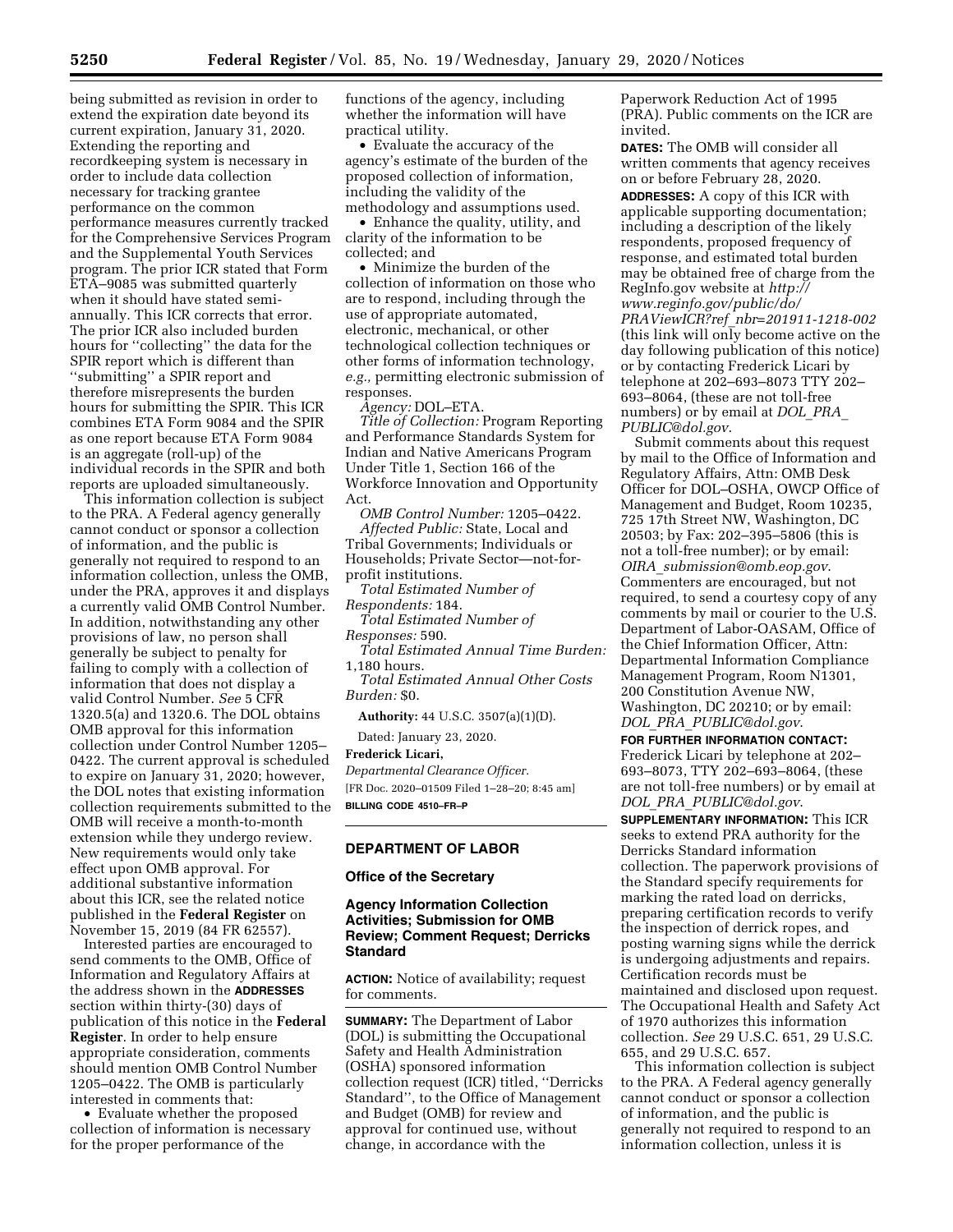being submitted as revision in order to extend the expiration date beyond its current expiration, January 31, 2020. Extending the reporting and recordkeeping system is necessary in order to include data collection necessary for tracking grantee performance on the common performance measures currently tracked for the Comprehensive Services Program and the Supplemental Youth Services program. The prior ICR stated that Form ETA–9085 was submitted quarterly when it should have stated semi-annually. This ICR corrects that error. The prior ICR also included burden hours for ''collecting'' the data for the SPIR report which is different than ''submitting'' a SPIR report and therefore misrepresents the burden hours for submitting the SPIR. This ICR combines ETA Form 9084 and the SPIR as one report because ETA Form 9084 is an aggregate (roll-up) of the individual records in the SPIR and both reports are uploaded simultaneously.

This information collection is subject to the PRA. A Federal agency generally cannot conduct or sponsor a collection of information, and the public is generally not required to respond to an information collection, unless the OMB, under the PRA, approves it and displays a currently valid OMB Control Number. In addition, notwithstanding any other provisions of law, no person shall generally be subject to penalty for failing to comply with a collection of information that does not display a valid Control Number. *See* 5 CFR 1320.5(a) and 1320.6. The DOL obtains OMB approval for this information collection under Control Number 1205–0422. The current approval is scheduled to expire on January 31, 2020; however, the DOL notes that existing information collection requirements submitted to the OMB will receive a month-to-month extension while they undergo review. New requirements would only take effect upon OMB approval. For additional substantive information about this ICR, see the related notice published in the **Federal Register** on November 15, 2019 (84 FR 62557).

Interested parties are encouraged to send comments to the OMB, Office of Information and Regulatory Affairs at the address shown in the **ADDRESSES** section within thirty-(30) days of publication of this notice in the **Federal Register**. In order to help ensure appropriate consideration, comments should mention OMB Control Number 1205–0422. The OMB is particularly interested in comments that:

- Evaluate whether the proposed collection of information is necessary for the proper performance of the functions of the agency, including whether the information will have practical utility.
- Evaluate the accuracy of the agency's estimate of the burden of the proposed collection of information, including the validity of the methodology and assumptions used.
- Enhance the quality, utility, and clarity of the information to be collected; and
- Minimize the burden of the collection of information on those who are to respond, including through the use of appropriate automated, electronic, mechanical, or other technological collection techniques or other forms of information technology, *e.g.,* permitting electronic submission of responses.

*Agency:* DOL–ETA.

*Title of Collection:* Program Reporting and Performance Standards System for Indian and Native Americans Program Under Title 1, Section 166 of the Workforce Innovation and Opportunity Act.

*OMB Control Number:* 1205–0422.

*Affected Public:* State, Local and Tribal Governments; Individuals or Households; Private Sector—not-for-profit institutions.

*Total Estimated Number of Respondents:* 184.

*Total Estimated Number of Responses:* 590.

*Total Estimated Annual Time Burden:* 1,180 hours.

*Total Estimated Annual Other Costs Burden:* $0.

**Authority:** 44 U.S.C. 3507(a)(1)(D).

Dated: January 23, 2020.

**Frederick Licari,**

*Departmental Clearance Officer.*

[FR Doc. 2020–01509 Filed 1–28–20; 8:45 am]

**BILLING CODE 4510–FR–P**

## DEPARTMENT OF LABOR

### Office of the Secretary

### Agency Information Collection Activities; Submission for OMB Review; Comment Request; Derricks Standard

**ACTION:** Notice of availability; request for comments.

**SUMMARY:** The Department of Labor (DOL) is submitting the Occupational Safety and Health Administration (OSHA) sponsored information collection request (ICR) titled, ''Derricks Standard'', to the Office of Management and Budget (OMB) for review and approval for continued use, without change, in accordance with the Paperwork Reduction Act of 1995 (PRA). Public comments on the ICR are invited.

**DATES:** The OMB will consider all written comments that agency receives on or before February 28, 2020.

**ADDRESSES:** A copy of this ICR with applicable supporting documentation; including a description of the likely respondents, proposed frequency of response, and estimated total burden may be obtained free of charge from the RegInfo.gov website at *http://www.reginfo.gov/public/do/PRAViewICR?ref_nbr=201911-1218-002* (this link will only become active on the day following publication of this notice) or by contacting Frederick Licari by telephone at 202–693–8073 TTY 202–693–8064, (these are not toll-free numbers) or by email at *DOL_PRA_PUBLIC@dol.gov*.

Submit comments about this request by mail to the Office of Information and Regulatory Affairs, Attn: OMB Desk Officer for DOL–OSHA, OWCP Office of Management and Budget, Room 10235, 725 17th Street NW, Washington, DC 20503; by Fax: 202–395–5806 (this is not a toll-free number); or by email: *OIRA_submission@omb.eop.gov*. Commenters are encouraged, but not required, to send a courtesy copy of any comments by mail or courier to the U.S. Department of Labor-OASAM, Office of the Chief Information Officer, Attn: Departmental Information Compliance Management Program, Room N1301, 200 Constitution Avenue NW, Washington, DC 20210; or by email: *DOL_PRA_PUBLIC@dol.gov*.

**FOR FURTHER INFORMATION CONTACT:** Frederick Licari by telephone at 202–693–8073, TTY 202–693–8064, (these are not toll-free numbers) or by email at *DOL_PRA_PUBLIC@dol.gov*.

**SUPPLEMENTARY INFORMATION:** This ICR seeks to extend PRA authority for the Derricks Standard information collection. The paperwork provisions of the Standard specify requirements for marking the rated load on derricks, preparing certification records to verify the inspection of derrick ropes, and posting warning signs while the derrick is undergoing adjustments and repairs. Certification records must be maintained and disclosed upon request. The Occupational Health and Safety Act of 1970 authorizes this information collection. *See* 29 U.S.C. 651, 29 U.S.C. 655, and 29 U.S.C. 657.

This information collection is subject to the PRA. A Federal agency generally cannot conduct or sponsor a collection of information, and the public is generally not required to respond to an information collection, unless it is